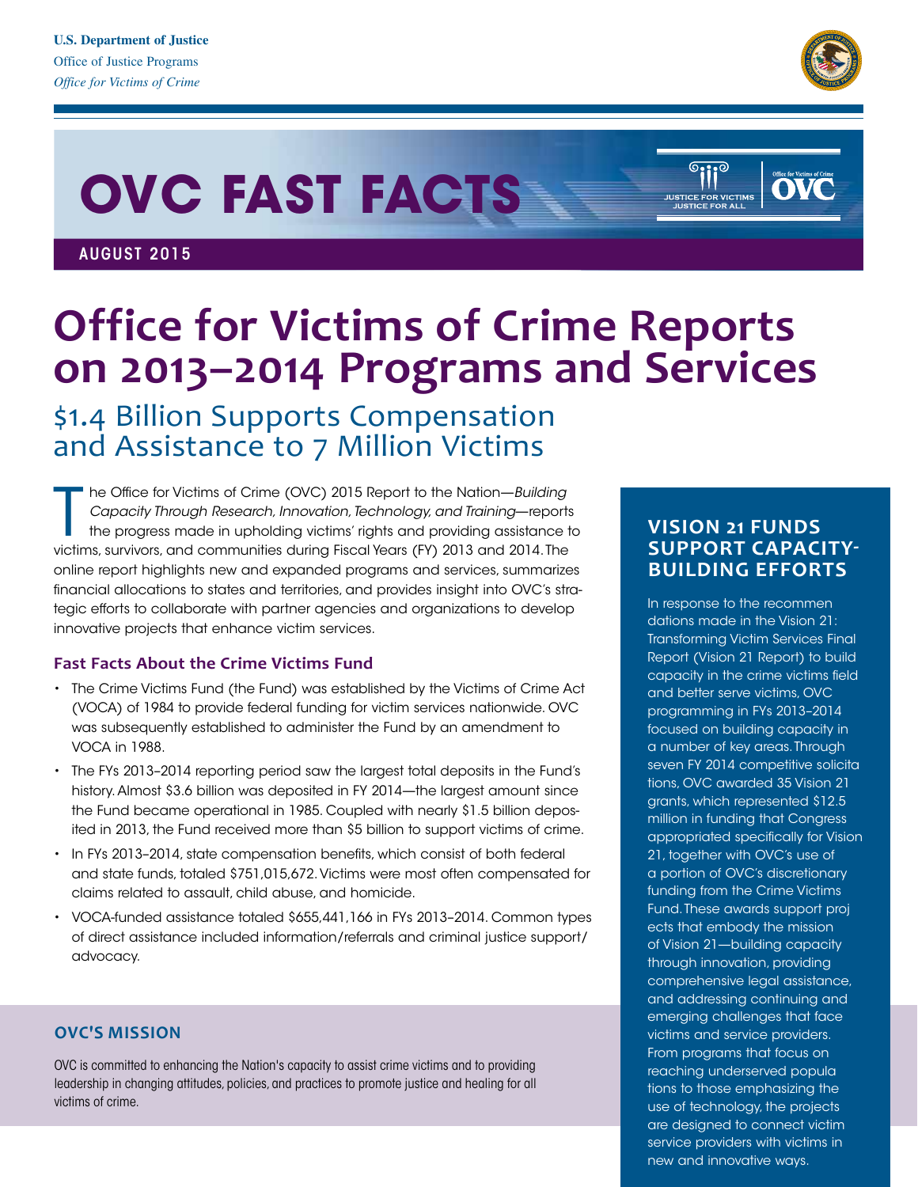U.S. Department of Justice
Office of Justice Programs
*Office for Victims of Crime*

# OVC FAST FACTS

AUGUST 2015

# Office for Victims of Crime Reports on 2013–2014 Programs and Services

## $1.4 Billion Supports Compensation and Assistance to 7 Million Victims

The Office for Victims of Crime (OVC) 2015 Report to the Nation—*Building Capacity Through Research, Innovation, Technology, and Training*—reports the progress made in upholding victims' rights and providing assistance to victims, survivors, and communities during Fiscal Years (FY) 2013 and 2014. The online report highlights new and expanded programs and services, summarizes financial allocations to states and territories, and provides insight into OVC's strategic efforts to collaborate with partner agencies and organizations to develop innovative projects that enhance victim services.

### Fast Facts About the Crime Victims Fund

- The Crime Victims Fund (the Fund) was established by the Victims of Crime Act (VOCA) of 1984 to provide federal funding for victim services nationwide. OVC was subsequently established to administer the Fund by an amendment to VOCA in 1988.
- The FYs 2013–2014 reporting period saw the largest total deposits in the Fund's history. Almost $3.6 billion was deposited in FY 2014—the largest amount since the Fund became operational in 1985. Coupled with nearly $1.5 billion deposited in 2013, the Fund received more than $5 billion to support victims of crime.
- In FYs 2013–2014, state compensation benefits, which consist of both federal and state funds, totaled $751,015,672. Victims were most often compensated for claims related to assault, child abuse, and homicide.
- VOCA-funded assistance totaled $655,441,166 in FYs 2013–2014. Common types of direct assistance included information/referrals and criminal justice support/advocacy.

### OVC'S MISSION

OVC is committed to enhancing the Nation's capacity to assist crime victims and to providing leadership in changing attitudes, policies, and practices to promote justice and healing for all victims of crime.

### VISION 21 FUNDS SUPPORT CAPACITY-BUILDING EFFORTS

In response to the recommendations made in the Vision 21: Transforming Victim Services Final Report (Vision 21 Report) to build capacity in the crime victims field and better serve victims, OVC programming in FYs 2013–2014 focused on building capacity in a number of key areas. Through seven FY 2014 competitive solicitations, OVC awarded 35 Vision 21 grants, which represented $12.5 million in funding that Congress appropriated specifically for Vision 21, together with OVC's use of a portion of OVC's discretionary funding from the Crime Victims Fund. These awards support projects that embody the mission of Vision 21—building capacity through innovation, providing comprehensive legal assistance, and addressing continuing and emerging challenges that face victims and service providers. From programs that focus on reaching underserved populations to those emphasizing the use of technology, the projects are designed to connect victim service providers with victims in new and innovative ways.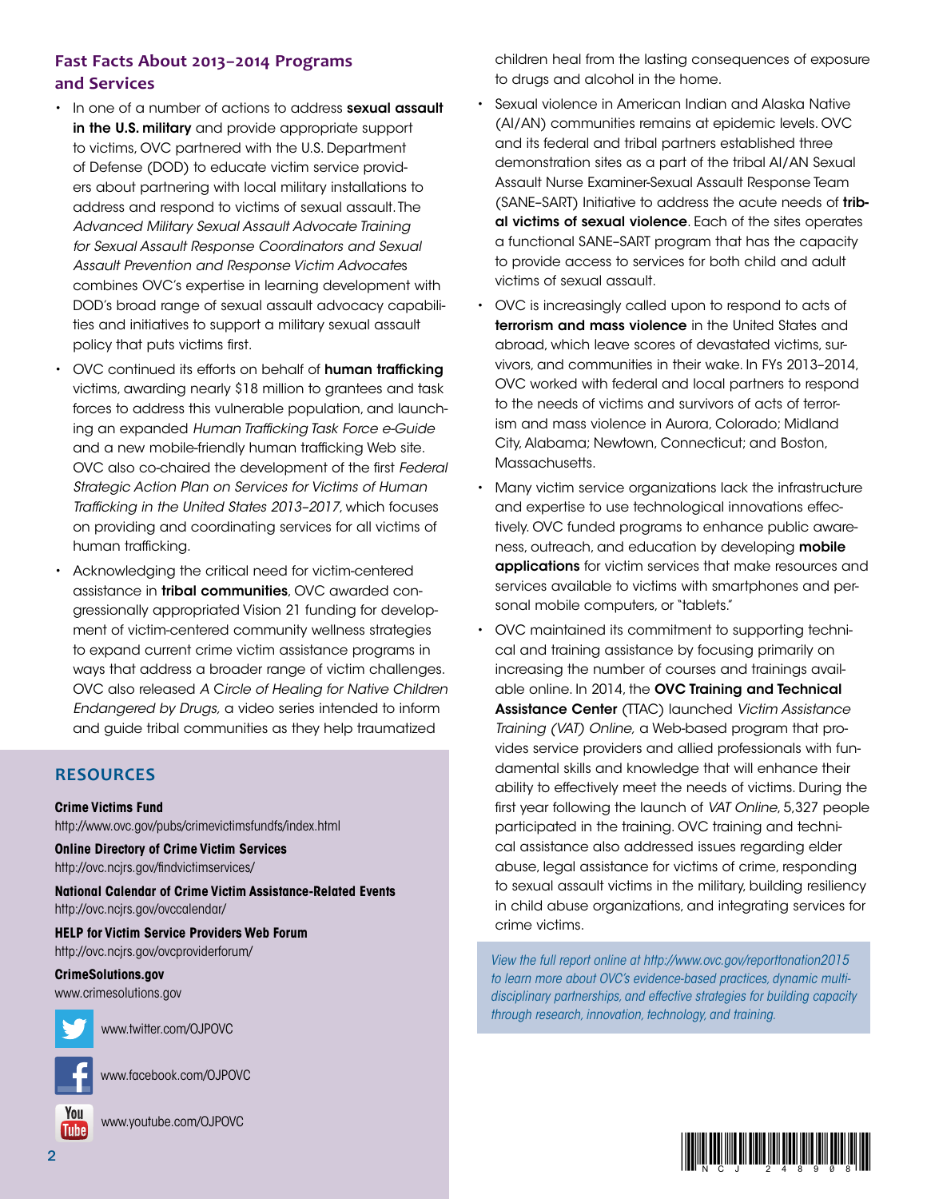## Fast Facts About 2013–2014 Programs and Services

- In one of a number of actions to address **sexual assault in the U.S. military** and provide appropriate support to victims, OVC partnered with the U.S. Department of Defense (DOD) to educate victim service providers about partnering with local military installations to address and respond to victims of sexual assault. The *Advanced Military Sexual Assault Advocate Training for Sexual Assault Response Coordinators and Sexual Assault Prevention and Response Victim Advocates* combines OVC's expertise in learning development with DOD's broad range of sexual assault advocacy capabilities and initiatives to support a military sexual assault policy that puts victims first.
- OVC continued its efforts on behalf of **human trafficking** victims, awarding nearly $18 million to grantees and task forces to address this vulnerable population, and launching an expanded *Human Trafficking Task Force e-Guide* and a new mobile-friendly human trafficking Web site. OVC also co-chaired the development of the first *Federal Strategic Action Plan on Services for Victims of Human Trafficking in the United States 2013–2017*, which focuses on providing and coordinating services for all victims of human trafficking.
- Acknowledging the critical need for victim-centered assistance in **tribal communities**, OVC awarded congressionally appropriated Vision 21 funding for development of victim-centered community wellness strategies to expand current crime victim assistance programs in ways that address a broader range of victim challenges. OVC also released *A Circle of Healing for Native Children Endangered by Drugs,* a video series intended to inform and guide tribal communities as they help traumatized children heal from the lasting consequences of exposure to drugs and alcohol in the home.
- Sexual violence in American Indian and Alaska Native (AI/AN) communities remains at epidemic levels. OVC and its federal and tribal partners established three demonstration sites as a part of the tribal AI/AN Sexual Assault Nurse Examiner-Sexual Assault Response Team (SANE–SART) Initiative to address the acute needs of **tribal victims of sexual violence**. Each of the sites operates a functional SANE–SART program that has the capacity to provide access to services for both child and adult victims of sexual assault.
- OVC is increasingly called upon to respond to acts of **terrorism and mass violence** in the United States and abroad, which leave scores of devastated victims, survivors, and communities in their wake. In FYs 2013–2014, OVC worked with federal and local partners to respond to the needs of victims and survivors of acts of terrorism and mass violence in Aurora, Colorado; Midland City, Alabama; Newtown, Connecticut; and Boston, Massachusetts.
- Many victim service organizations lack the infrastructure and expertise to use technological innovations effectively. OVC funded programs to enhance public awareness, outreach, and education by developing **mobile applications** for victim services that make resources and services available to victims with smartphones and personal mobile computers, or "tablets."
- OVC maintained its commitment to supporting technical and training assistance by focusing primarily on increasing the number of courses and trainings available online. In 2014, the **OVC Training and Technical Assistance Center** (TTAC) launched *Victim Assistance Training (VAT) Online,* a Web-based program that provides service providers and allied professionals with fundamental skills and knowledge that will enhance their ability to effectively meet the needs of victims. During the first year following the launch of *VAT Online*, 5,327 people participated in the training. OVC training and technical assistance also addressed issues regarding elder abuse, legal assistance for victims of crime, responding to sexual assault victims in the military, building resiliency in child abuse organizations, and integrating services for crime victims.

*View the full report online at http://www.ovc.gov/reporttonation2015 to learn more about OVC's evidence-based practices, dynamic multidisciplinary partnerships, and effective strategies for building capacity through research, innovation, technology, and training.*

## RESOURCES

**Crime Victims Fund**
http://www.ovc.gov/pubs/crimevictimsfundfs/index.html

**Online Directory of Crime Victim Services**
http://ovc.ncjrs.gov/findvictimservices/

**National Calendar of Crime Victim Assistance-Related Events**
http://ovc.ncjrs.gov/ovccalendar/

**HELP for Victim Service Providers Web Forum**
http://ovc.ncjrs.gov/ovcproviderforum/

**CrimeSolutions.gov**
www.crimesolutions.gov

www.twitter.com/OJPOVC

www.facebook.com/OJPOVC

www.youtube.com/OJPOVC

NCJ 248908